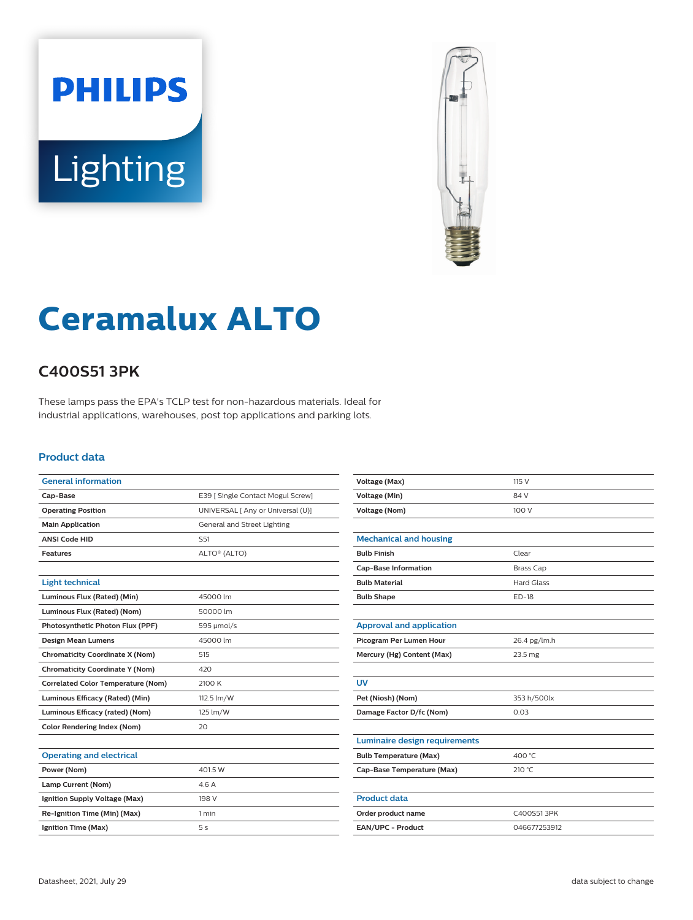# Ceramalux ALTO

## C400S51 3PK

These lamps pass the EPA's TCLP test for non-hazardous materials. Ideal for industrial applications, warehouses, post top applications and parking lots.

## Product data

| General information | |
|---|---|
| Cap-Base | E39 [ Single Contact Mogul Screw] |
| Operating Position | UNIVERSAL [ Any or Universal (U)] |
| Main Application | General and Street Lighting |
| ANSI Code HID | S51 |
| Features | ALTO® (ALTO) |

| Light technical | |
|---|---|
| Luminous Flux (Rated) (Min) | 45000 lm |
| Luminous Flux (Rated) (Nom) | 50000 lm |
| Photosynthetic Photon Flux (PPF) | 595 μmol/s |
| Design Mean Lumens | 45000 lm |
| Chromaticity Coordinate X (Nom) | 515 |
| Chromaticity Coordinate Y (Nom) | 420 |
| Correlated Color Temperature (Nom) | 2100 K |
| Luminous Efficacy (Rated) (Min) | 112.5 lm/W |
| Luminous Efficacy (rated) (Nom) | 125 lm/W |
| Color Rendering Index (Nom) | 20 |

| Operating and electrical | |
|---|---|
| Power (Nom) | 401.5 W |
| Lamp Current (Nom) | 4.6 A |
| Ignition Supply Voltage (Max) | 198 V |
| Re-Ignition Time (Min) (Max) | 1 min |
| Ignition Time (Max) | 5 s |
| Voltage (Max) | 115 V |
| Voltage (Min) | 84 V |
| Voltage (Nom) | 100 V |

| Mechanical and housing | |
|---|---|
| Bulb Finish | Clear |
| Cap-Base Information | Brass Cap |
| Bulb Material | Hard Glass |
| Bulb Shape | ED-18 |

| Approval and application | |
|---|---|
| Picogram Per Lumen Hour | 26.4 pg/lm.h |
| Mercury (Hg) Content (Max) | 23.5 mg |

| UV | |
|---|---|
| Pet (Niosh) (Nom) | 353 h/500lx |
| Damage Factor D/fc (Nom) | 0.03 |

| Luminaire design requirements | |
|---|---|
| Bulb Temperature (Max) | 400 °C |
| Cap-Base Temperature (Max) | 210 °C |

| Product data | |
|---|---|
| Order product name | C400S51 3PK |
| EAN/UPC - Product | 046677253912 |

Datasheet, 2021, July 29 &nbsp;&nbsp;&nbsp;&nbsp; data subject to change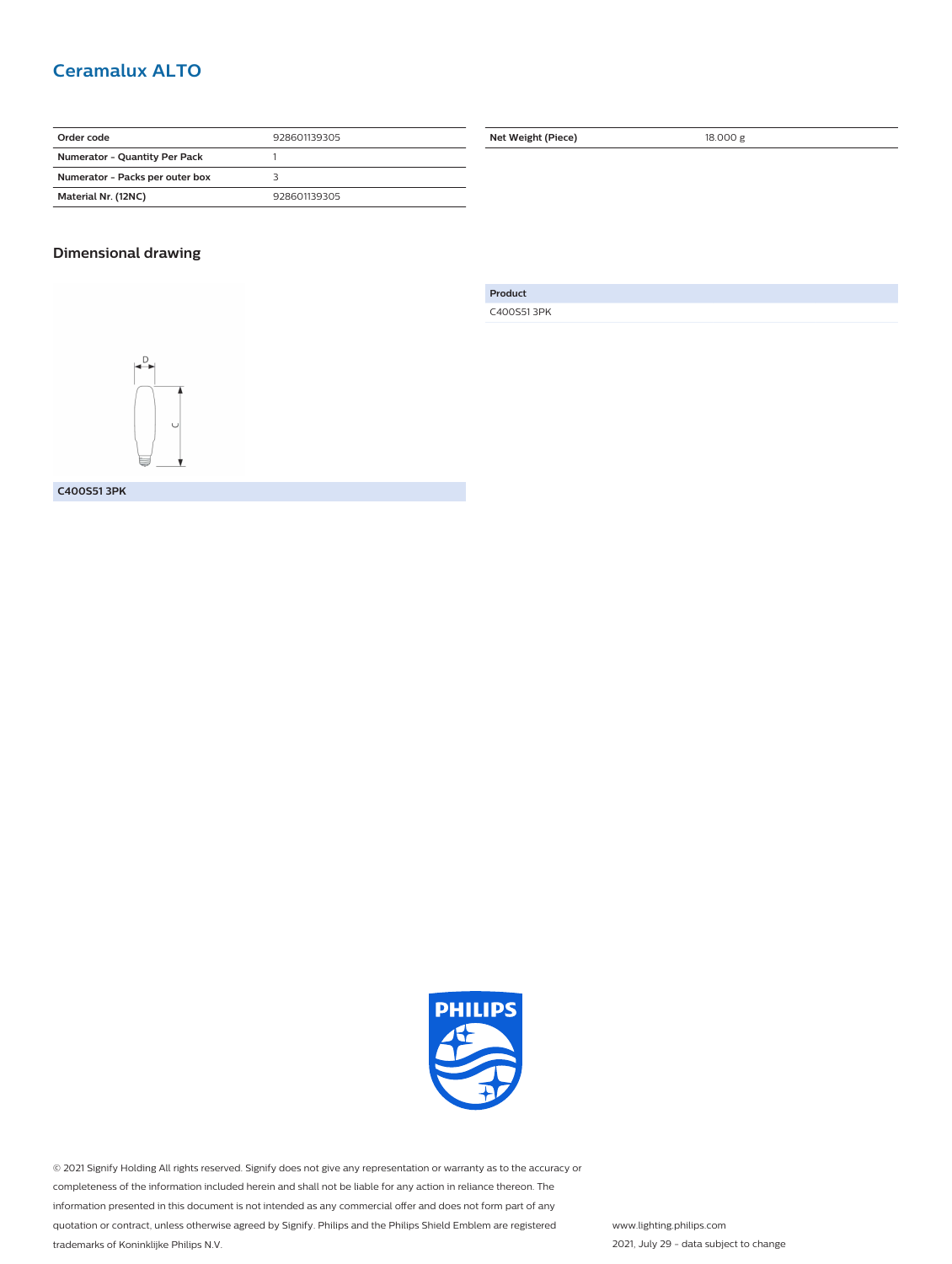## Ceramalux ALTO

| | |
|---|---|
| Order code | 928601139305 |
| Numerator - Quantity Per Pack | 1 |
| Numerator - Packs per outer box | 3 |
| Material Nr. (12NC) | 928601139305 |

| | |
|---|---|
| Net Weight (Piece) | 18.000 g |

### Dimensional drawing

D

C

C400S51 3PK

| Product |
|---|
| C400S51 3PK |

© 2021 Signify Holding All rights reserved. Signify does not give any representation or warranty as to the accuracy or completeness of the information included herein and shall not be liable for any action in reliance thereon. The information presented in this document is not intended as any commercial offer and does not form part of any quotation or contract, unless otherwise agreed by Signify. Philips and the Philips Shield Emblem are registered trademarks of Koninklijke Philips N.V.

www.lighting.philips.com

2021, July 29 - data subject to change